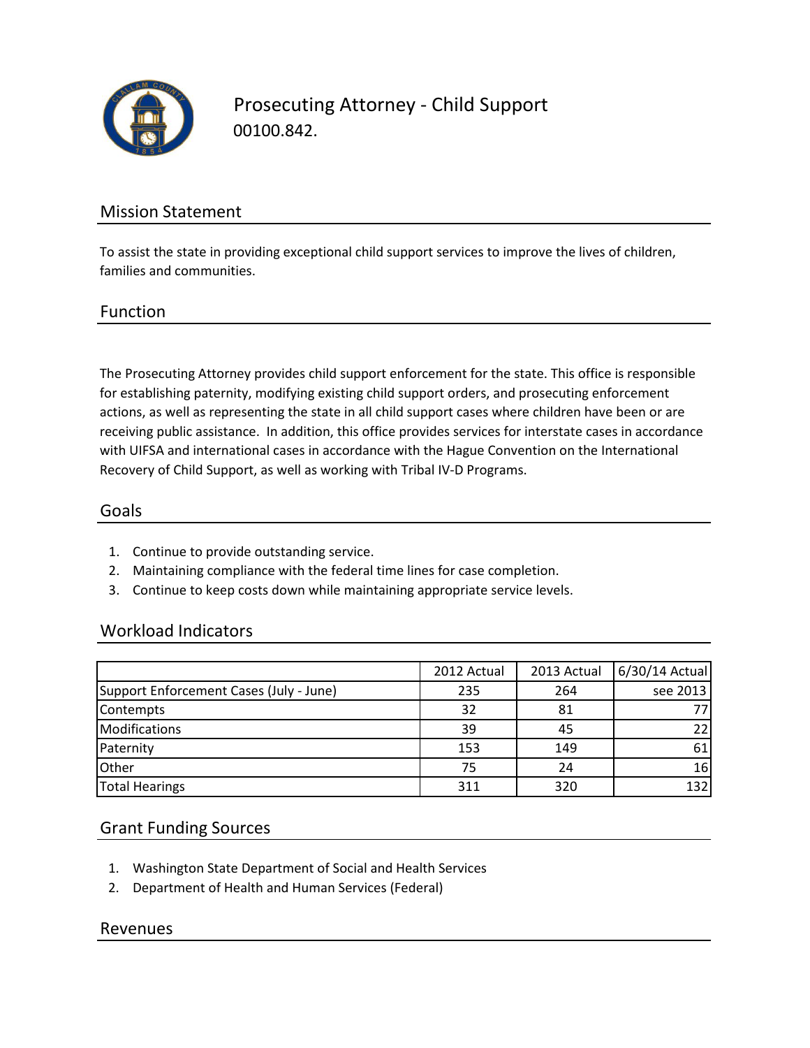# Prosecuting Attorney - Child Support

00100.842.

## Mission Statement

To assist the state in providing exceptional child support services to improve the lives of children, families and communities.

## Function

The Prosecuting Attorney provides child support enforcement for the state. This office is responsible for establishing paternity, modifying existing child support orders, and prosecuting enforcement actions, as well as representing the state in all child support cases where children have been or are receiving public assistance. In addition, this office provides services for interstate cases in accordance with UIFSA and international cases in accordance with the Hague Convention on the International Recovery of Child Support, as well as working with Tribal IV-D Programs.

## Goals

1. Continue to provide outstanding service.
2. Maintaining compliance with the federal time lines for case completion.
3. Continue to keep costs down while maintaining appropriate service levels.

## Workload Indicators

| | 2012 Actual | 2013 Actual | 6/30/14 Actual |
|---|---|---|---|
| Support Enforcement Cases (July - June) | 235 | 264 | see 2013 |
| Contempts | 32 | 81 | 77 |
| Modifications | 39 | 45 | 22 |
| Paternity | 153 | 149 | 61 |
| Other | 75 | 24 | 16 |
| Total Hearings | 311 | 320 | 132 |

## Grant Funding Sources

1. Washington State Department of Social and Health Services
2. Department of Health and Human Services (Federal)

## Revenues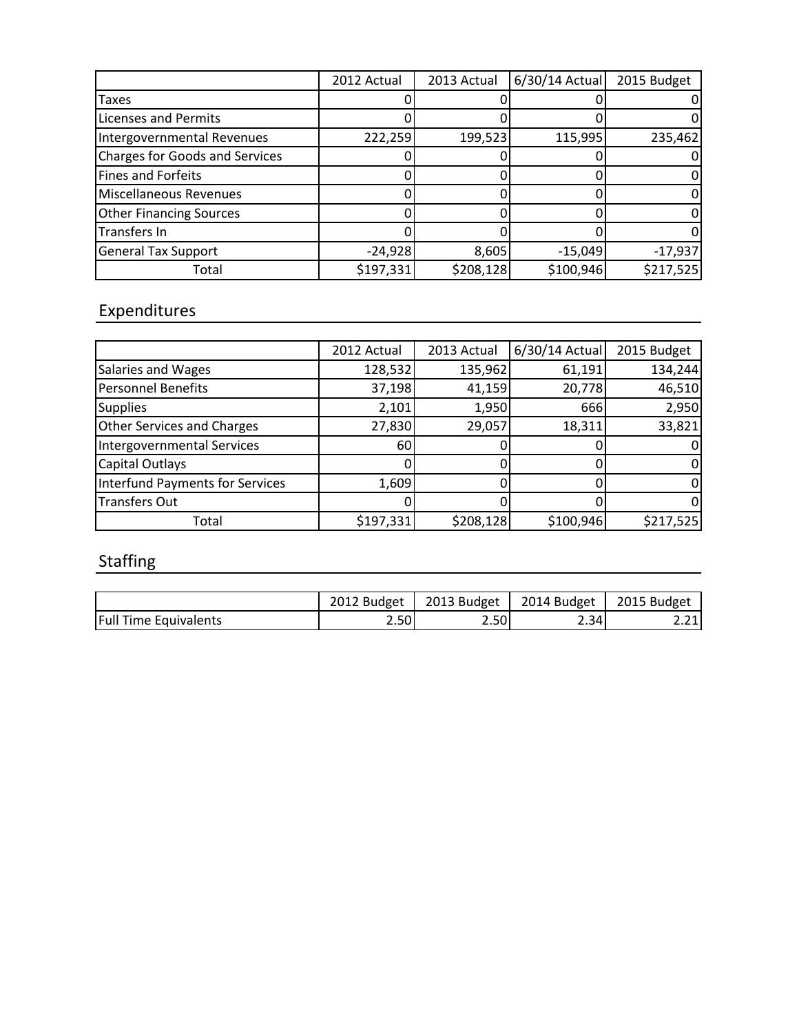| | 2012 Actual | 2013 Actual | 6/30/14 Actual | 2015 Budget |
|---|---|---|---|---|
| Taxes | 0 | 0 | 0 | 0 |
| Licenses and Permits | 0 | 0 | 0 | 0 |
| Intergovernmental Revenues | 222,259 | 199,523 | 115,995 | 235,462 |
| Charges for Goods and Services | 0 | 0 | 0 | 0 |
| Fines and Forfeits | 0 | 0 | 0 | 0 |
| Miscellaneous Revenues | 0 | 0 | 0 | 0 |
| Other Financing Sources | 0 | 0 | 0 | 0 |
| Transfers In | 0 | 0 | 0 | 0 |
| General Tax Support | -24,928 | 8,605 | -15,049 | -17,937 |
| Total | $197,331 | $208,128 | $100,946 | $217,525 |

## Expenditures

| | 2012 Actual | 2013 Actual | 6/30/14 Actual | 2015 Budget |
|---|---|---|---|---|
| Salaries and Wages | 128,532 | 135,962 | 61,191 | 134,244 |
| Personnel Benefits | 37,198 | 41,159 | 20,778 | 46,510 |
| Supplies | 2,101 | 1,950 | 666 | 2,950 |
| Other Services and Charges | 27,830 | 29,057 | 18,311 | 33,821 |
| Intergovernmental Services | 60 | 0 | 0 | 0 |
| Capital Outlays | 0 | 0 | 0 | 0 |
| Interfund Payments for Services | 1,609 | 0 | 0 | 0 |
| Transfers Out | 0 | 0 | 0 | 0 |
| Total | $197,331 | $208,128 | $100,946 | $217,525 |

## Staffing

| | 2012 Budget | 2013 Budget | 2014 Budget | 2015 Budget |
|---|---|---|---|---|
| Full Time Equivalents | 2.50 | 2.50 | 2.34 | 2.21 |